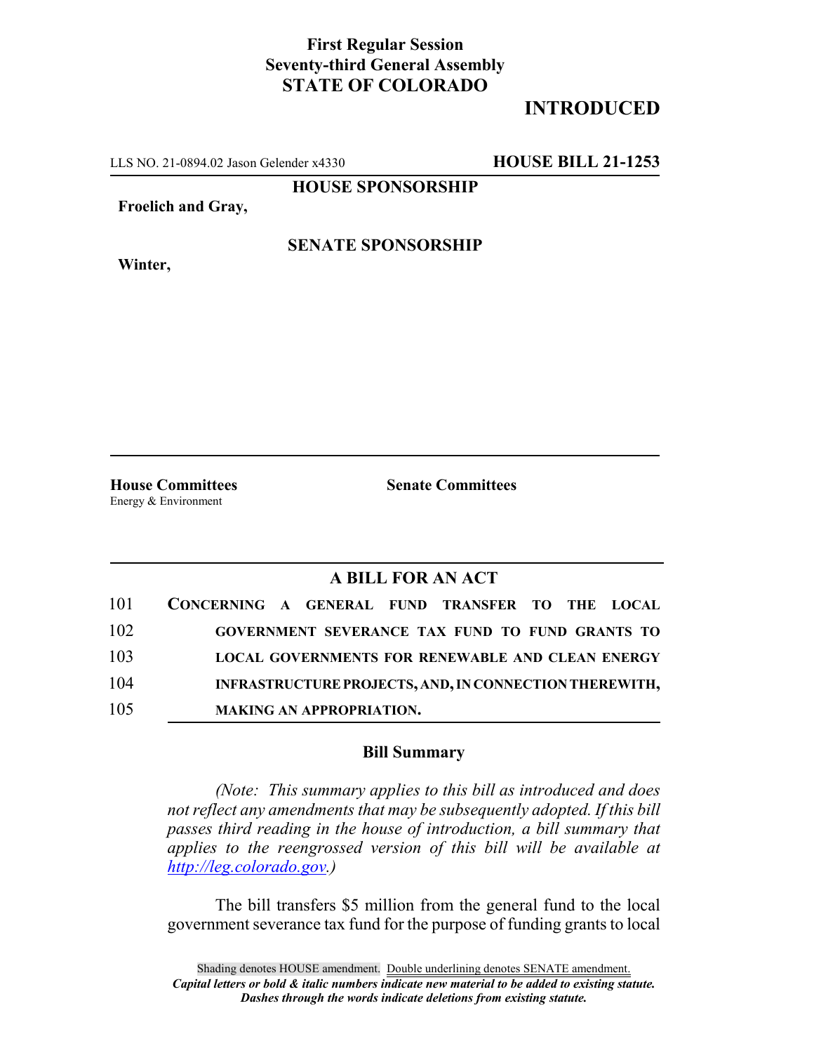**First Regular Session**
**Seventy-third General Assembly**
**STATE OF COLORADO**

# INTRODUCED

LLS NO. 21-0894.02 Jason Gelender x4330 **HOUSE BILL 21-1253**

**HOUSE SPONSORSHIP**

**Froelich and Gray,**

**SENATE SPONSORSHIP**

**Winter,**

**House Committees**
Energy & Environment

**Senate Committees**

## A BILL FOR AN ACT

101 **CONCERNING A GENERAL FUND TRANSFER TO THE LOCAL**
102 **GOVERNMENT SEVERANCE TAX FUND TO FUND GRANTS TO**
103 **LOCAL GOVERNMENTS FOR RENEWABLE AND CLEAN ENERGY**
104 **INFRASTRUCTURE PROJECTS, AND, IN CONNECTION THEREWITH,**
105 **MAKING AN APPROPRIATION.**

### Bill Summary

*(Note: This summary applies to this bill as introduced and does not reflect any amendments that may be subsequently adopted. If this bill passes third reading in the house of introduction, a bill summary that applies to the reengrossed version of this bill will be available at http://leg.colorado.gov.)*

The bill transfers $5 million from the general fund to the local government severance tax fund for the purpose of funding grants to local

Shading denotes HOUSE amendment. Double underlining denotes SENATE amendment.
***Capital letters or bold & italic numbers indicate new material to be added to existing statute.***
***Dashes through the words indicate deletions from existing statute.***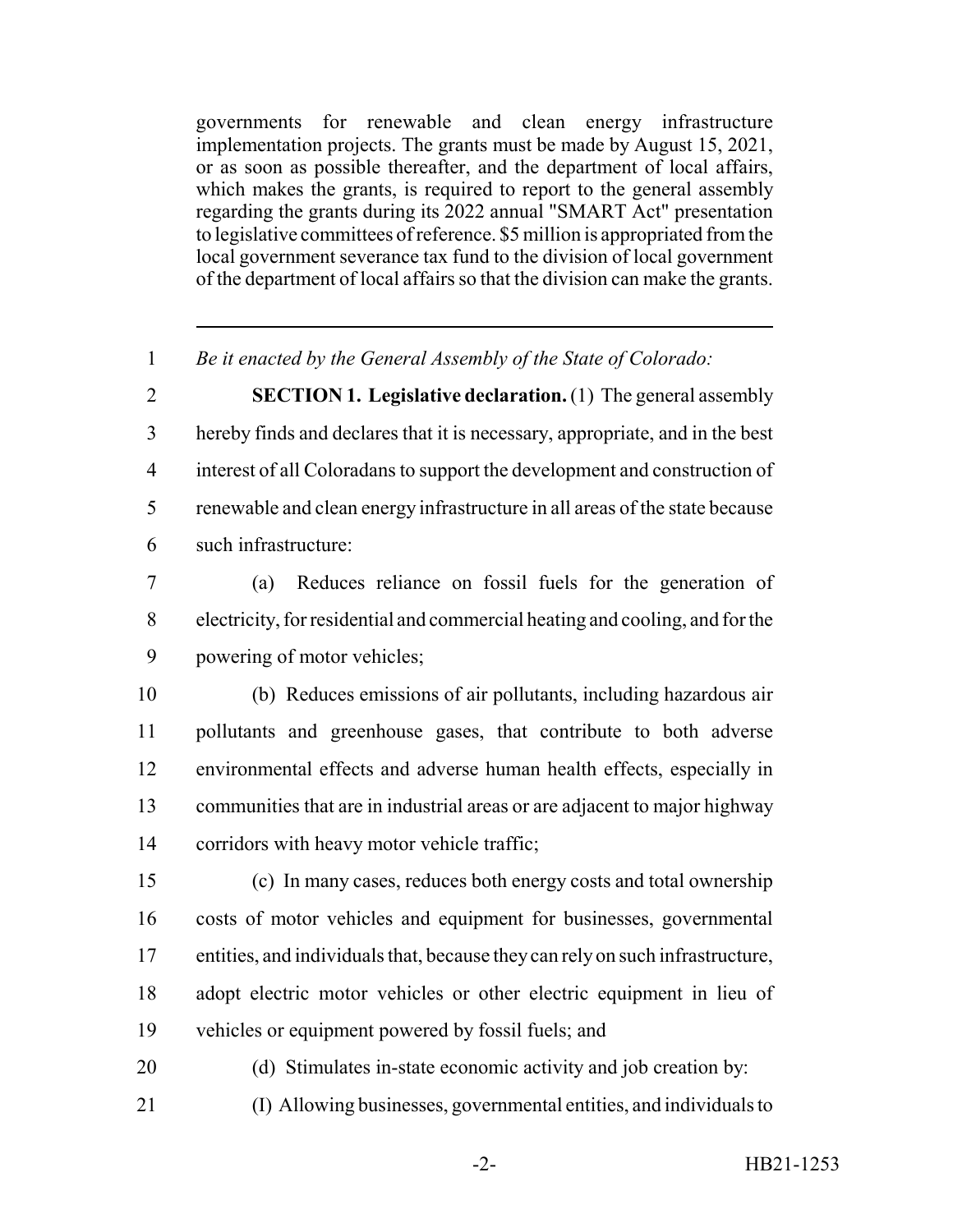governments for renewable and clean energy infrastructure implementation projects. The grants must be made by August 15, 2021, or as soon as possible thereafter, and the department of local affairs, which makes the grants, is required to report to the general assembly regarding the grants during its 2022 annual "SMART Act" presentation to legislative committees of reference. $5 million is appropriated from the local government severance tax fund to the division of local government of the department of local affairs so that the division can make the grants.

---

1 *Be it enacted by the General Assembly of the State of Colorado:*

2 **SECTION 1. Legislative declaration.** (1) The general assembly
3 hereby finds and declares that it is necessary, appropriate, and in the best
4 interest of all Coloradans to support the development and construction of
5 renewable and clean energy infrastructure in all areas of the state because
6 such infrastructure:

7 (a) Reduces reliance on fossil fuels for the generation of
8 electricity, for residential and commercial heating and cooling, and for the
9 powering of motor vehicles;

10 (b) Reduces emissions of air pollutants, including hazardous air
11 pollutants and greenhouse gases, that contribute to both adverse
12 environmental effects and adverse human health effects, especially in
13 communities that are in industrial areas or are adjacent to major highway
14 corridors with heavy motor vehicle traffic;

15 (c) In many cases, reduces both energy costs and total ownership
16 costs of motor vehicles and equipment for businesses, governmental
17 entities, and individuals that, because they can rely on such infrastructure,
18 adopt electric motor vehicles or other electric equipment in lieu of
19 vehicles or equipment powered by fossil fuels; and

20 (d) Stimulates in-state economic activity and job creation by:

21 (I) Allowing businesses, governmental entities, and individuals to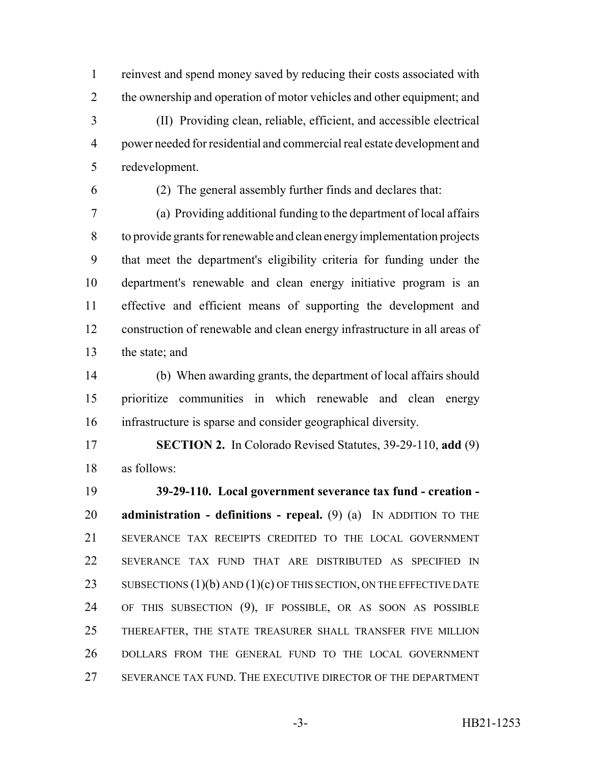reinvest and spend money saved by reducing their costs associated with the ownership and operation of motor vehicles and other equipment; and

(II) Providing clean, reliable, efficient, and accessible electrical power needed for residential and commercial real estate development and redevelopment.

(2) The general assembly further finds and declares that:

(a) Providing additional funding to the department of local affairs to provide grants for renewable and clean energy implementation projects that meet the department's eligibility criteria for funding under the department's renewable and clean energy initiative program is an effective and efficient means of supporting the development and construction of renewable and clean energy infrastructure in all areas of the state; and

(b) When awarding grants, the department of local affairs should prioritize communities in which renewable and clean energy infrastructure is sparse and consider geographical diversity.

**SECTION 2.** In Colorado Revised Statutes, 39-29-110, **add** (9) as follows:

**39-29-110. Local government severance tax fund - creation - administration - definitions - repeal.** (9) (a) IN ADDITION TO THE SEVERANCE TAX RECEIPTS CREDITED TO THE LOCAL GOVERNMENT SEVERANCE TAX FUND THAT ARE DISTRIBUTED AS SPECIFIED IN SUBSECTIONS (1)(b) AND (1)(c) OF THIS SECTION, ON THE EFFECTIVE DATE OF THIS SUBSECTION (9), IF POSSIBLE, OR AS SOON AS POSSIBLE THEREAFTER, THE STATE TREASURER SHALL TRANSFER FIVE MILLION DOLLARS FROM THE GENERAL FUND TO THE LOCAL GOVERNMENT SEVERANCE TAX FUND. THE EXECUTIVE DIRECTOR OF THE DEPARTMENT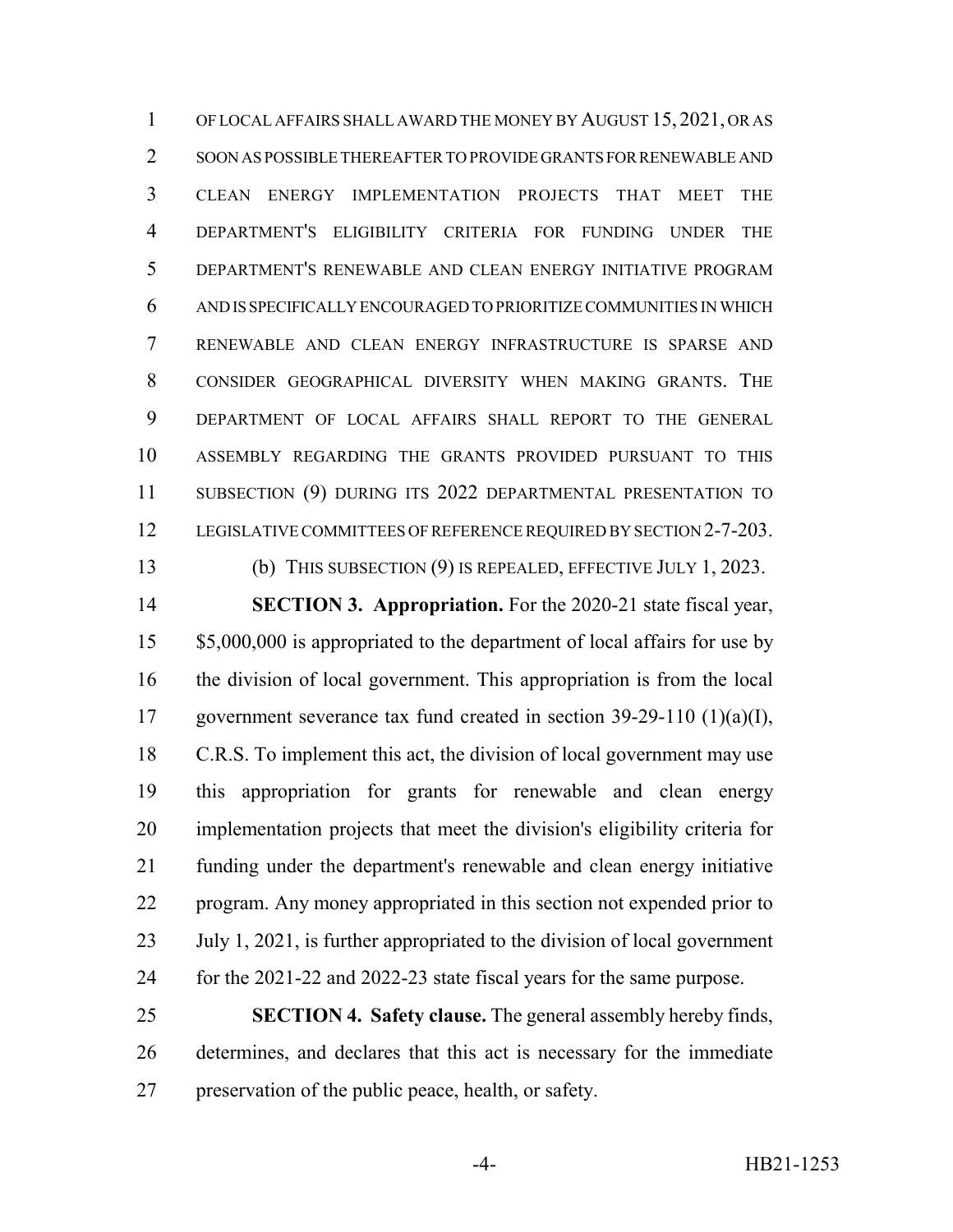OF LOCAL AFFAIRS SHALL AWARD THE MONEY BY AUGUST 15, 2021, OR AS SOON AS POSSIBLE THEREAFTER TO PROVIDE GRANTS FOR RENEWABLE AND CLEAN ENERGY IMPLEMENTATION PROJECTS THAT MEET THE DEPARTMENT'S ELIGIBILITY CRITERIA FOR FUNDING UNDER THE DEPARTMENT'S RENEWABLE AND CLEAN ENERGY INITIATIVE PROGRAM AND IS SPECIFICALLY ENCOURAGED TO PRIORITIZE COMMUNITIES IN WHICH RENEWABLE AND CLEAN ENERGY INFRASTRUCTURE IS SPARSE AND CONSIDER GEOGRAPHICAL DIVERSITY WHEN MAKING GRANTS. THE DEPARTMENT OF LOCAL AFFAIRS SHALL REPORT TO THE GENERAL ASSEMBLY REGARDING THE GRANTS PROVIDED PURSUANT TO THIS SUBSECTION (9) DURING ITS 2022 DEPARTMENTAL PRESENTATION TO LEGISLATIVE COMMITTEES OF REFERENCE REQUIRED BY SECTION 2-7-203.

(b) THIS SUBSECTION (9) IS REPEALED, EFFECTIVE JULY 1, 2023.

**SECTION 3. Appropriation.** For the 2020-21 state fiscal year, $5,000,000 is appropriated to the department of local affairs for use by the division of local government. This appropriation is from the local government severance tax fund created in section 39-29-110 (1)(a)(I), C.R.S. To implement this act, the division of local government may use this appropriation for grants for renewable and clean energy implementation projects that meet the division's eligibility criteria for funding under the department's renewable and clean energy initiative program. Any money appropriated in this section not expended prior to July 1, 2021, is further appropriated to the division of local government for the 2021-22 and 2022-23 state fiscal years for the same purpose.

**SECTION 4. Safety clause.** The general assembly hereby finds, determines, and declares that this act is necessary for the immediate preservation of the public peace, health, or safety.